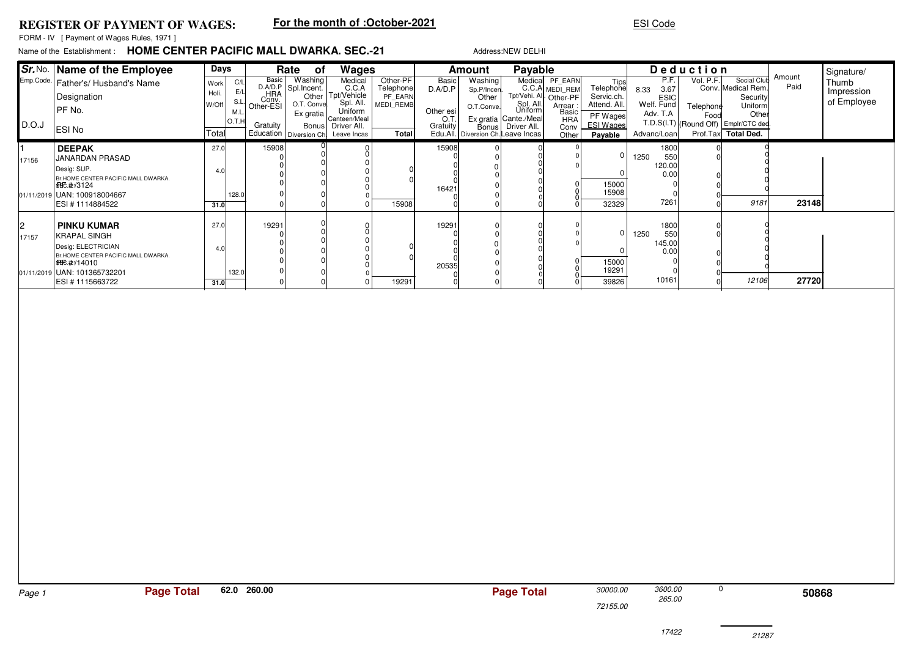# REGISTER OF PAYMENT OF WAGES:

**For the month of :October-2021**

ESI Code

FORM - IV [ Payment of Wages Rules, 1971 ]

Name of the Establishment : **HOME CENTER PACIFIC MALL DWARKA. SEC.-21**

Address:NEW DELHI

| Sr. No. / Emp.Code / D.O.J | Name of the Employee / Father's/ Husband's Name / Designation / PF No. / ESI No | Days: Work / Holi. / W/Off / Total | C/L / E/L / S.L. / M.L. / O.T.H | Rate of Wages: Basic / D.A/D.P / HRA / Conv. / Other-ESI / Gratuity / Education | Washing / Spl.Incent. / Other / O.T. Conve / Ex gratia / Bonus / Diversion Ch | Medical / C.C.A / Tpt/Vehicle / Spl. All. / Uniform / Canteen/Meal / Driver All. / Leave Incas | Other-PF / Telephone / PF_EARN / MEDI_REMB / Total | Amount Payable: Basic / D.A/D.P / Other esi / O.T. / Gratuity / Edu.All. | Washing / Sp.P/Incen / Other / O.T.Conve. / Ex gratia / Bonus / Diversion Ch. | Medical / C.C.A / Tpt/Vehi. All / Spl. All. / Uniform / Cante./Meal / Driver All. / Leave Incas | PF_EARN / MEDI_REM / Other-PF / Arrear : Basic / HRA / Conv / Other | Tips / Telephone / Servic.ch. / Attend. All. / PF Wages / ESI Wages / Payable | Deduction: P.F. 8.33 3.67 / ESIC / Welf. Fund / Adv. T.A / Advanc/Loan | Vol. P.F. / Telephone / Food / T.D.S(I.T) / Prof.Tax | Social Club / Conv. Medical Rem. / Security / Uniform / Other / (Round Off) / Emplr/CTC ded. / Total Ded. | Amount Paid | Signature/ Thumb Impression of Employee |
|---|---|---|---|---|---|---|---|---|---|---|---|---|---|---|---|---|---|
| 1 / 17156 / 01/11/2019 | **DEEPAK** / JANARDAN PRASAD / Desig: SUP. / Br.HOME CENTER PACIFIC MALL DWARKA. SEC.-21 / PF # 3124 / UAN: 100918004667 / ESI # 1114884522 | 27.0 / 4.0 / 31.0 | 128.0 | 15908 / 0 / 0 / 0 / 0 / 0 / 0 | 0 / 0 / 0 / 0 / 0 / 0 / 0 | 0 / 0 / 0 / 0 / 0 / 0 / 0 / 0 | 0 / 0 / 15908 | 15908 / 0 / 0 / 0 / 0 / 16421 / 0 / 0 | 0 / 0 / 0 / 0 / 0 / 0 / 0 | 0 / 0 / 0 / 0 / 0 / 0 / 0 / 0 | 0 / 0 / 0 / 0 / 0 / 0 / 0 | 0 / 0 / 15000 / 15908 / 32329 | 1250 1800 / 550 / 120.00 / 0.00 / 0 / 0 / 7261 | 0 / 0 / 0 / 0 / 0 / 0 | 0 / 0 / 0 / 0 / 0 / 0 / 9181 | 23148 | |
| 2 / 17157 / 01/11/2019 | **PINKU KUMAR** / KRAPAL SINGH / Desig: ELECTRICIAN / Br.HOME CENTER PACIFIC MALL DWARKA. SEC.-21 / PF # 14010 / UAN: 101365732201 / ESI # 1115663722 | 27.0 / 4.0 / 31.0 | 132.0 | 19291 / 0 / 0 / 0 / 0 / 0 / 0 | 0 / 0 / 0 / 0 / 0 / 0 / 0 | 0 / 0 / 0 / 0 / 0 / 0 / 0 / 0 | 0 / 0 / 19291 | 19291 / 0 / 0 / 0 / 0 / 20535 / 0 / 0 | 0 / 0 / 0 / 0 / 0 / 0 / 0 | 0 / 0 / 0 / 0 / 0 / 0 / 0 / 0 | 0 / 0 / 0 / 0 / 0 / 0 / 0 | 0 / 0 / 15000 / 19291 / 39826 | 1250 1800 / 550 / 145.00 / 0.00 / 0 / 0 / 10161 | 0 / 0 / 0 / 0 / 0 / 0 | 0 / 0 / 0 / 0 / 0 / 0 / 12106 | 27720 | |

**Page Total** 62.0 260.00

**Page Total** 30000.00 / 72155.00 — 3600.00 / 265.00 / 17422 — 0 — 21287 — **50868**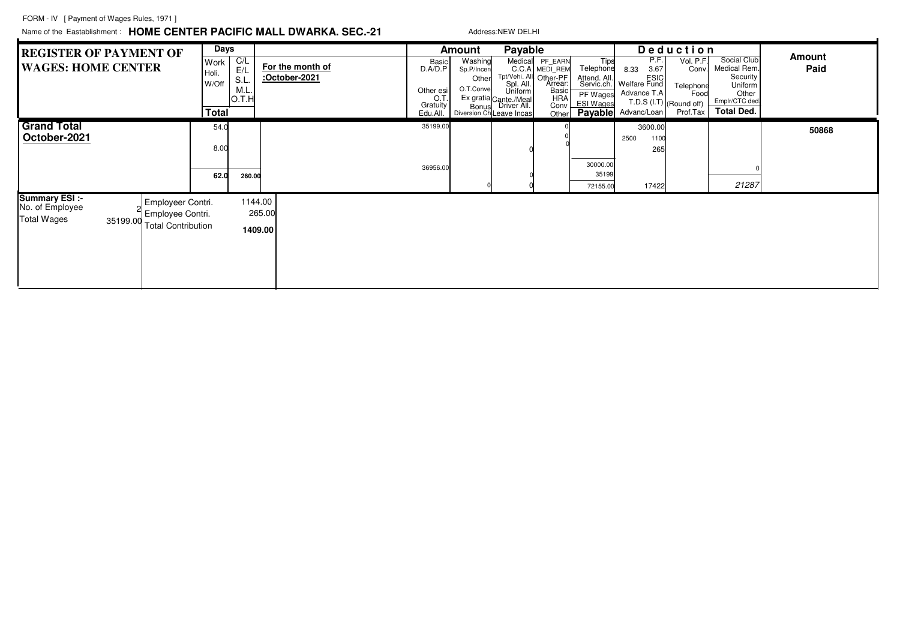FORM - IV [ Payment of Wages Rules, 1971 ]

Name of the Eastablishment : **HOME CENTER PACIFIC MALL DWARKA. SEC.-21** Address:NEW DELHI

| REGISTER OF PAYMENT OF WAGES: HOME CENTER | Days: Work / Holi. / W/Off / Total | C/L / E/L / S.L. / M.L. / O.T.H | For the month of :October-2021 | Basic / D.A/D.P / Other esi / O.T. / Gratuity / Edu.All. | Amount Payable: Washing / Sp.P/Incen / Other / O.T.Conve / Bonus / Diversion Ch | Medical / C.C.A / Tpt/Vehi. All / Spl. All. / Uniform / Ex gratia / Cante./Meal / Driver All. / Leave Incas | PF_EARN / MEDI_REM / Other-PF / Arrear: / Basic / HRA / Conv / Other | Tips / Telephone / Attend. All. / Servic.ch. / PF Wages / ESI Wages / **Payable** | Deduction: P.F. / 8.33 3.67 / ESIC / Welfare Fund / Advance T.A / T.D.S (I.T) / Advanc/Loan | Vol. P.F. / Conv. / Telephone / Food / (Round off) / Prof.Tax | Social Club / Medical Rem. / Security / Uniform / Other / Emplr/CTC ded. / **Total Ded.** | **Amount Paid** |
|---|---|---|---|---|---|---|---|---|---|---|---|---|
| **Grand Total October-2021** | 54.0 / 8.00 / **62.0** | 260.00 | | 35199.00 / 36956.00 | 0 | 0 / 0 / 0 | 0 / 0 / 0 | 30000.00 / 35199 / 72155.00 | 3600.00 / 2500 1100 / 265 / 17422 | | 0 / *21287* | **50868** |

**Summary ESI :-**

| | | | |
|---|---|---|---|
| No. of Employee | 2 | Employeer Contri. | 1144.00 |
| Total Wages | 35199.00 | Employee Contri. | 265.00 |
| | | Total Contribution | **1409.00** |